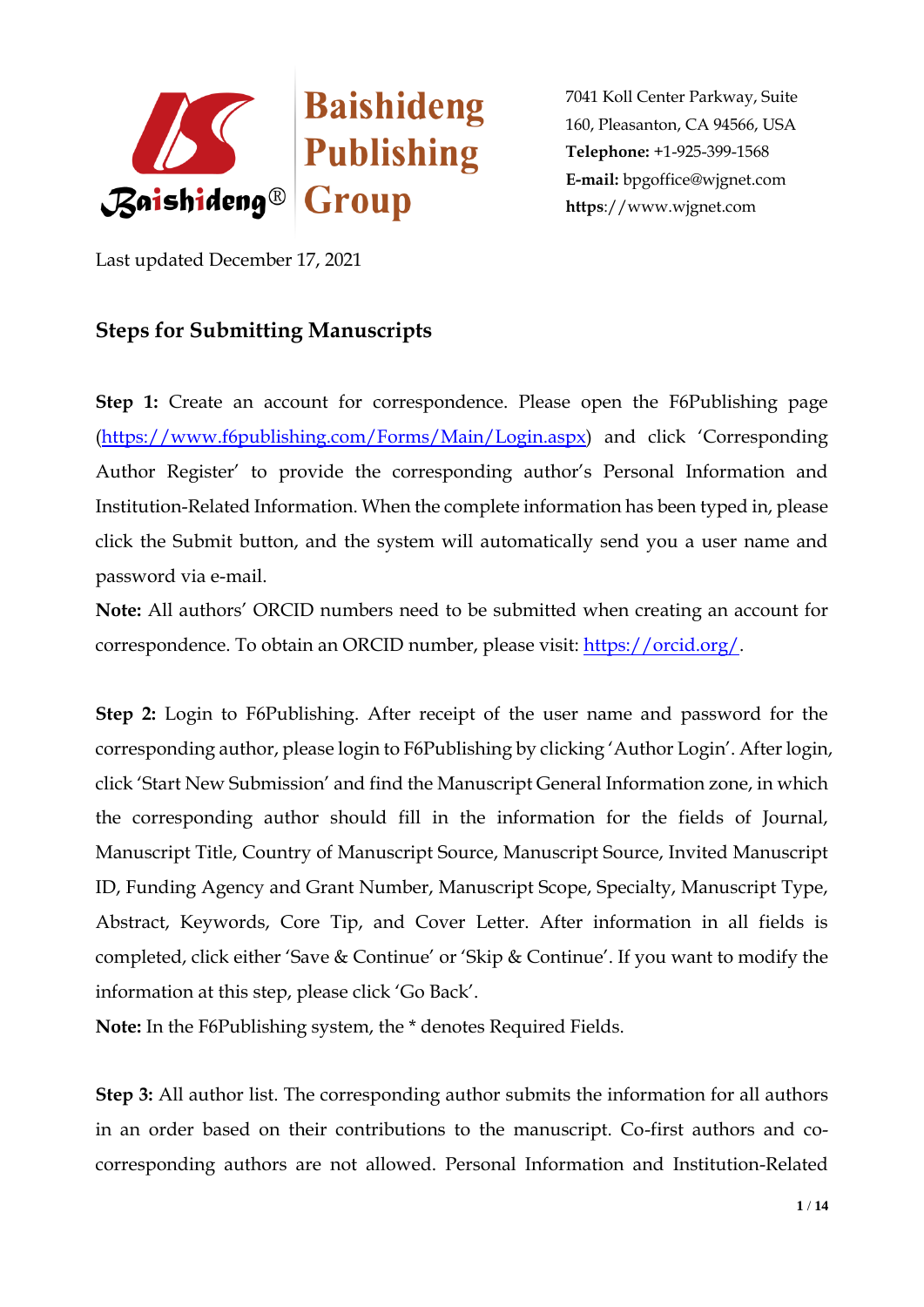Baishideng Publishing Group

7041 Koll Center Parkway, Suite 160, Pleasanton, CA 94566, USA
**Telephone:** +1-925-399-1568
**E-mail:** bpgoffice@wjgnet.com
**https**://www.wjgnet.com

Last updated December 17, 2021

## Steps for Submitting Manuscripts

**Step 1:** Create an account for correspondence. Please open the F6Publishing page (https://www.f6publishing.com/Forms/Main/Login.aspx) and click 'Corresponding Author Register' to provide the corresponding author's Personal Information and Institution-Related Information. When the complete information has been typed in, please click the Submit button, and the system will automatically send you a user name and password via e-mail.

**Note:** All authors' ORCID numbers need to be submitted when creating an account for correspondence. To obtain an ORCID number, please visit: https://orcid.org/.

**Step 2:** Login to F6Publishing. After receipt of the user name and password for the corresponding author, please login to F6Publishing by clicking 'Author Login'. After login, click 'Start New Submission' and find the Manuscript General Information zone, in which the corresponding author should fill in the information for the fields of Journal, Manuscript Title, Country of Manuscript Source, Manuscript Source, Invited Manuscript ID, Funding Agency and Grant Number, Manuscript Scope, Specialty, Manuscript Type, Abstract, Keywords, Core Tip, and Cover Letter. After information in all fields is completed, click either 'Save & Continue' or 'Skip & Continue'. If you want to modify the information at this step, please click 'Go Back'.

**Note:** In the F6Publishing system, the * denotes Required Fields.

**Step 3:** All author list. The corresponding author submits the information for all authors in an order based on their contributions to the manuscript. Co-first authors and co-corresponding authors are not allowed. Personal Information and Institution-Related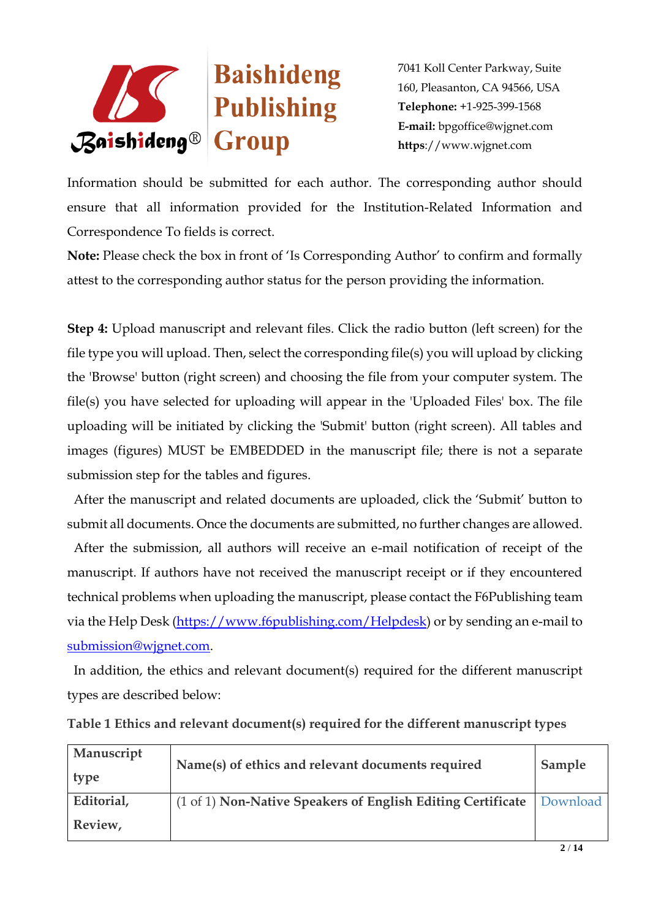Information should be submitted for each author. The corresponding author should ensure that all information provided for the Institution-Related Information and Correspondence To fields is correct.

**Note:** Please check the box in front of 'Is Corresponding Author' to confirm and formally attest to the corresponding author status for the person providing the information.

**Step 4:** Upload manuscript and relevant files. Click the radio button (left screen) for the file type you will upload. Then, select the corresponding file(s) you will upload by clicking the 'Browse' button (right screen) and choosing the file from your computer system. The file(s) you have selected for uploading will appear in the 'Uploaded Files' box. The file uploading will be initiated by clicking the 'Submit' button (right screen). All tables and images (figures) MUST be EMBEDDED in the manuscript file; there is not a separate submission step for the tables and figures.

After the manuscript and related documents are uploaded, click the 'Submit' button to submit all documents. Once the documents are submitted, no further changes are allowed.

After the submission, all authors will receive an e-mail notification of receipt of the manuscript. If authors have not received the manuscript receipt or if they encountered technical problems when uploading the manuscript, please contact the F6Publishing team via the Help Desk (https://www.f6publishing.com/Helpdesk) or by sending an e-mail to submission@wjgnet.com.

In addition, the ethics and relevant document(s) required for the different manuscript types are described below:

**Table 1 Ethics and relevant document(s) required for the different manuscript types**

| **Manuscript type** | **Name(s) of ethics and relevant documents required** | **Sample** |
| --- | --- | --- |
| **Editorial, Review,** | (1 of 1) **Non-Native Speakers of English Editing Certificate** | Download |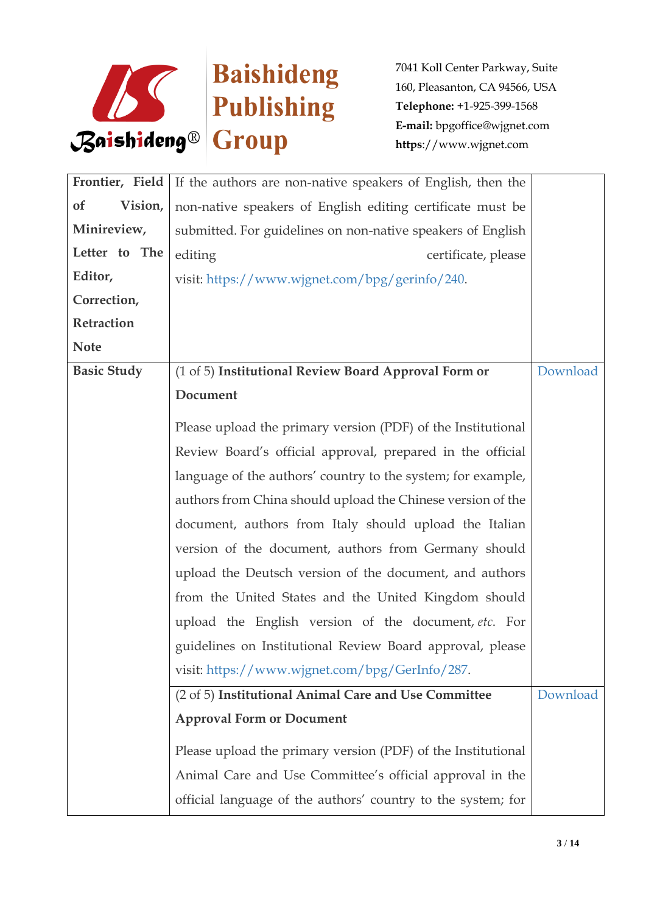| | | |
|---|---|---|
| **Frontier, Field of Vision, Minireview, Letter to The Editor, Correction, Retraction Note** | If the authors are non-native speakers of English, then the non-native speakers of English editing certificate must be submitted. For guidelines on non-native speakers of English editing certificate, please visit: https://www.wjgnet.com/bpg/gerinfo/240. | |
| **Basic Study** | (1 of 5) **Institutional Review Board Approval Form or Document**<br><br>Please upload the primary version (PDF) of the Institutional Review Board's official approval, prepared in the official language of the authors' country to the system; for example, authors from China should upload the Chinese version of the document, authors from Italy should upload the Italian version of the document, authors from Germany should upload the Deutsch version of the document, and authors from the United States and the United Kingdom should upload the English version of the document, *etc.* For guidelines on Institutional Review Board approval, please visit: https://www.wjgnet.com/bpg/GerInfo/287. | Download |
| | (2 of 5) **Institutional Animal Care and Use Committee Approval Form or Document**<br><br>Please upload the primary version (PDF) of the Institutional Animal Care and Use Committee's official approval in the official language of the authors' country to the system; for | Download |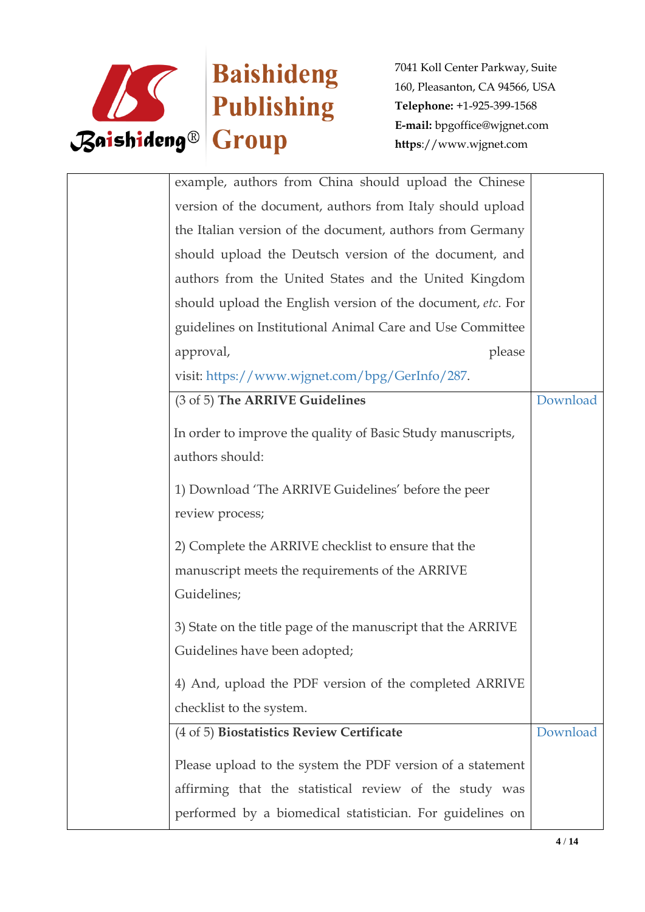| | | |
|---|---|---|
| | example, authors from China should upload the Chinese version of the document, authors from Italy should upload the Italian version of the document, authors from Germany should upload the Deutsch version of the document, and authors from the United States and the United Kingdom should upload the English version of the document, *etc*. For guidelines on Institutional Animal Care and Use Committee approval, please visit: https://www.wjgnet.com/bpg/GerInfo/287. | |
| | (3 of 5) **The ARRIVE Guidelines**<br><br>In order to improve the quality of Basic Study manuscripts, authors should:<br><br>1) Download 'The ARRIVE Guidelines' before the peer review process;<br><br>2) Complete the ARRIVE checklist to ensure that the manuscript meets the requirements of the ARRIVE Guidelines;<br><br>3) State on the title page of the manuscript that the ARRIVE Guidelines have been adopted;<br><br>4) And, upload the PDF version of the completed ARRIVE checklist to the system. | Download |
| | (4 of 5) **Biostatistics Review Certificate**<br><br>Please upload to the system the PDF version of a statement affirming that the statistical review of the study was performed by a biomedical statistician. For guidelines on | Download |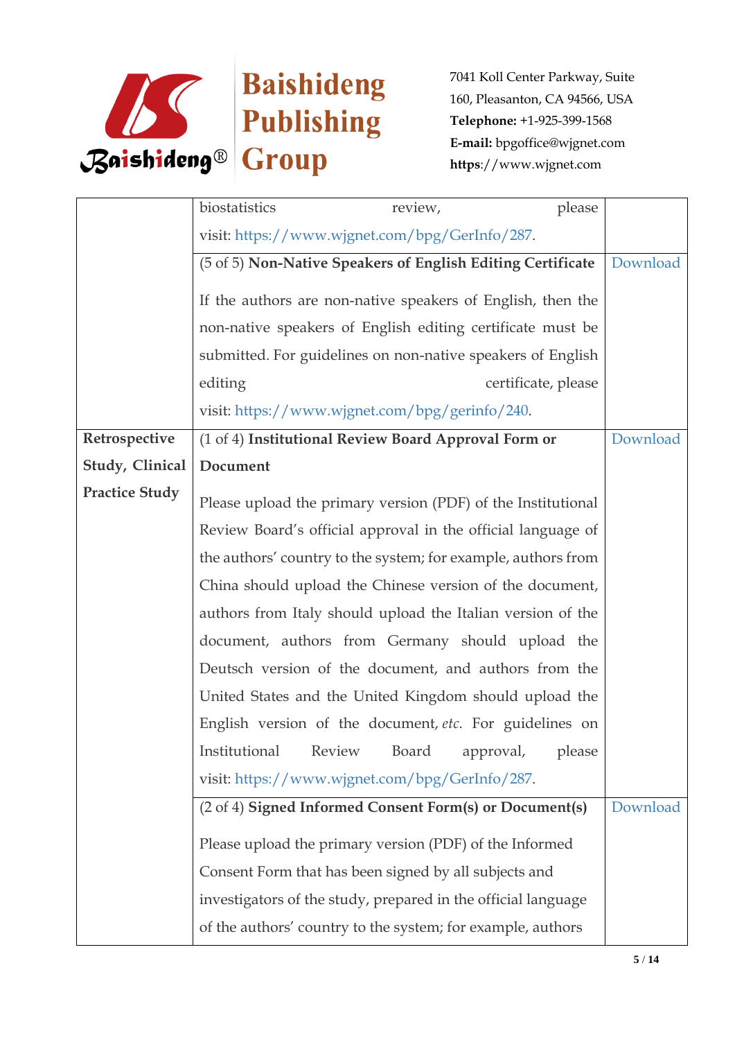| | | |
|---|---|---|
| | biostatistics review, please visit: https://www.wjgnet.com/bpg/GerInfo/287. | |
| | (5 of 5) **Non-Native Speakers of English Editing Certificate**<br><br>If the authors are non-native speakers of English, then the non-native speakers of English editing certificate must be submitted. For guidelines on non-native speakers of English editing certificate, please visit: https://www.wjgnet.com/bpg/gerinfo/240. | Download |
| **Retrospective Study, Clinical Practice Study** | (1 of 4) **Institutional Review Board Approval Form or Document**<br><br>Please upload the primary version (PDF) of the Institutional Review Board's official approval in the official language of the authors' country to the system; for example, authors from China should upload the Chinese version of the document, authors from Italy should upload the Italian version of the document, authors from Germany should upload the Deutsch version of the document, and authors from the United States and the United Kingdom should upload the English version of the document, *etc*. For guidelines on Institutional Review Board approval, please visit: https://www.wjgnet.com/bpg/GerInfo/287. | Download |
| | (2 of 4) **Signed Informed Consent Form(s) or Document(s)**<br><br>Please upload the primary version (PDF) of the Informed Consent Form that has been signed by all subjects and investigators of the study, prepared in the official language of the authors' country to the system; for example, authors | Download |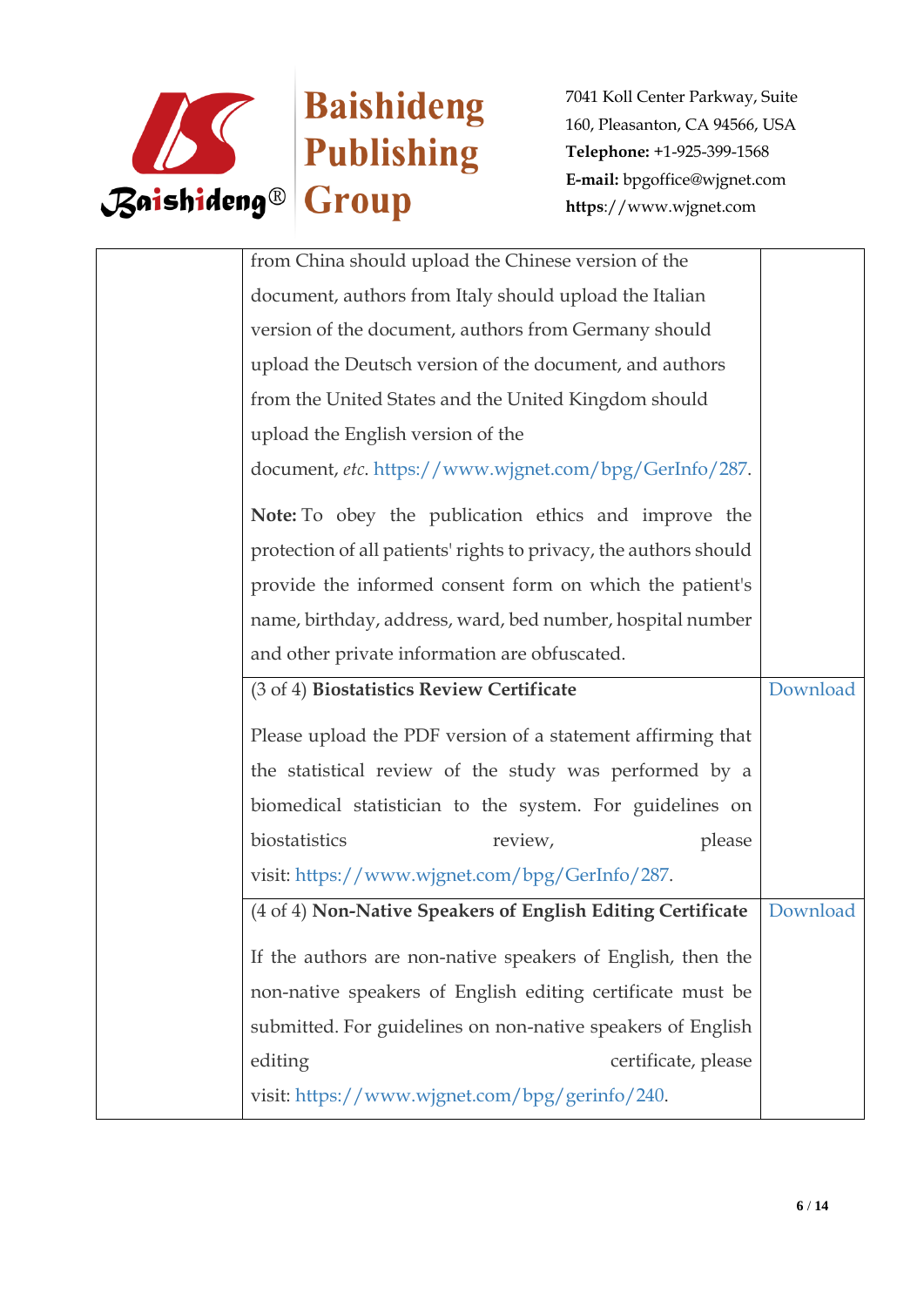|  | from China should upload the Chinese version of the document, authors from Italy should upload the Italian version of the document, authors from Germany should upload the Deutsch version of the document, and authors from the United States and the United Kingdom should upload the English version of the document, *etc*. https://www.wjgnet.com/bpg/GerInfo/287.<br><br>**Note:** To obey the publication ethics and improve the protection of all patients' rights to privacy, the authors should provide the informed consent form on which the patient's name, birthday, address, ward, bed number, hospital number and other private information are obfuscated. |  |
|---|---|---|
|  | (3 of 4) **Biostatistics Review Certificate**<br><br>Please upload the PDF version of a statement affirming that the statistical review of the study was performed by a biomedical statistician to the system. For guidelines on biostatistics review, please visit: https://www.wjgnet.com/bpg/GerInfo/287. | Download |
|  | (4 of 4) **Non-Native Speakers of English Editing Certificate**<br><br>If the authors are non-native speakers of English, then the non-native speakers of English editing certificate must be submitted. For guidelines on non-native speakers of English editing certificate, please visit: https://www.wjgnet.com/bpg/gerinfo/240. | Download |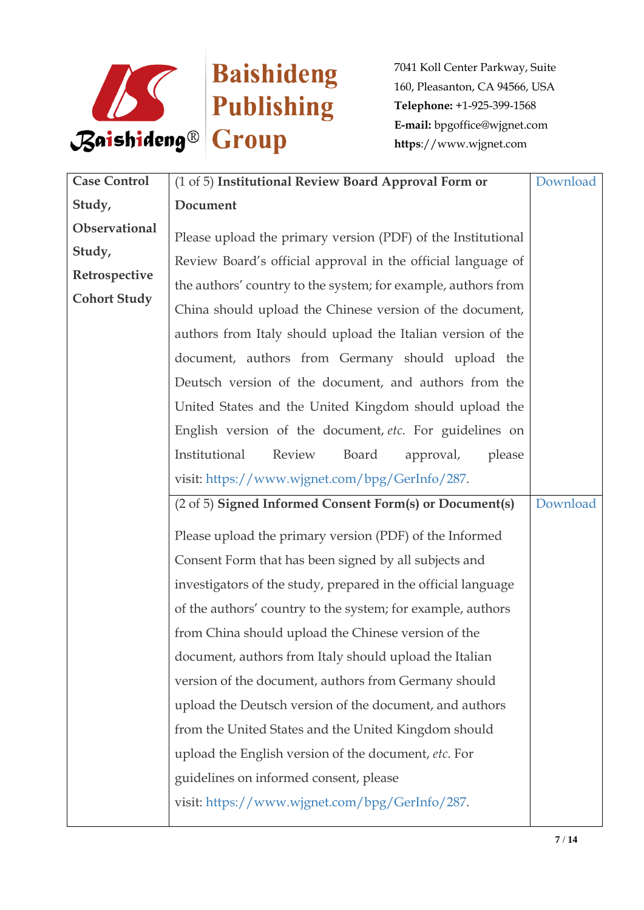| | | |
|---|---|---|
| **Case Control Study, Observational Study, Retrospective Cohort Study** | (1 of 5) **Institutional Review Board Approval Form or Document**<br><br>Please upload the primary version (PDF) of the Institutional Review Board's official approval in the official language of the authors' country to the system; for example, authors from China should upload the Chinese version of the document, authors from Italy should upload the Italian version of the document, authors from Germany should upload the Deutsch version of the document, and authors from the United States and the United Kingdom should upload the English version of the document, *etc*. For guidelines on Institutional Review Board approval, please visit: https://www.wjgnet.com/bpg/GerInfo/287. | Download |
| | (2 of 5) **Signed Informed Consent Form(s) or Document(s)**<br><br>Please upload the primary version (PDF) of the Informed Consent Form that has been signed by all subjects and investigators of the study, prepared in the official language of the authors' country to the system; for example, authors from China should upload the Chinese version of the document, authors from Italy should upload the Italian version of the document, authors from Germany should upload the Deutsch version of the document, and authors from the United States and the United Kingdom should upload the English version of the document, *etc*. For guidelines on informed consent, please visit: https://www.wjgnet.com/bpg/GerInfo/287. | Download |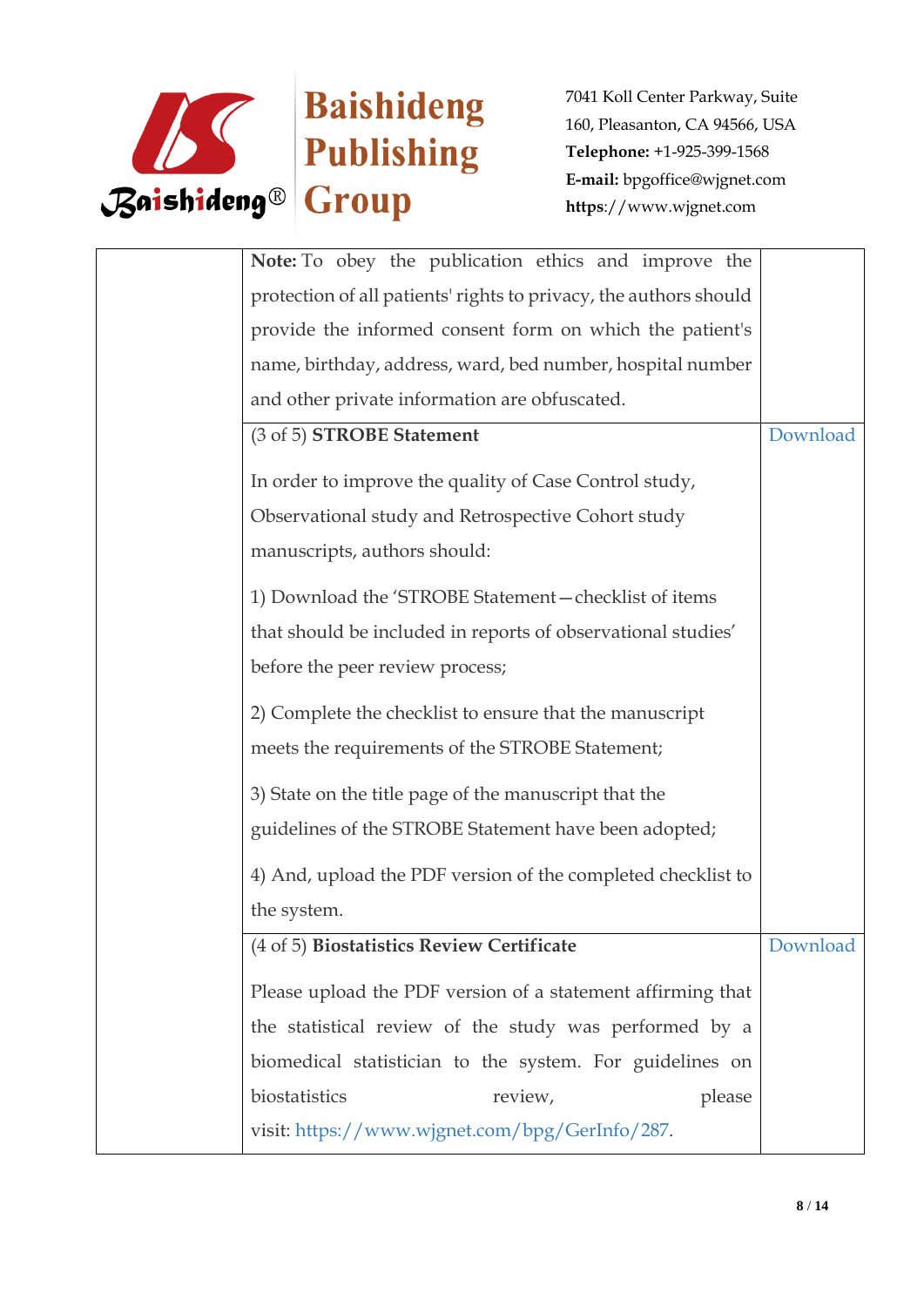| | | |
|---|---|---|
| | **Note:** To obey the publication ethics and improve the protection of all patients' rights to privacy, the authors should provide the informed consent form on which the patient's name, birthday, address, ward, bed number, hospital number and other private information are obfuscated. | |
| | (3 of 5) **STROBE Statement**<br><br>In order to improve the quality of Case Control study, Observational study and Retrospective Cohort study manuscripts, authors should:<br><br>1) Download the 'STROBE Statement—checklist of items that should be included in reports of observational studies' before the peer review process;<br><br>2) Complete the checklist to ensure that the manuscript meets the requirements of the STROBE Statement;<br><br>3) State on the title page of the manuscript that the guidelines of the STROBE Statement have been adopted;<br><br>4) And, upload the PDF version of the completed checklist to the system. | Download |
| | (4 of 5) **Biostatistics Review Certificate**<br><br>Please upload the PDF version of a statement affirming that the statistical review of the study was performed by a biomedical statistician to the system. For guidelines on biostatistics review, please visit: https://www.wjgnet.com/bpg/GerInfo/287. | Download |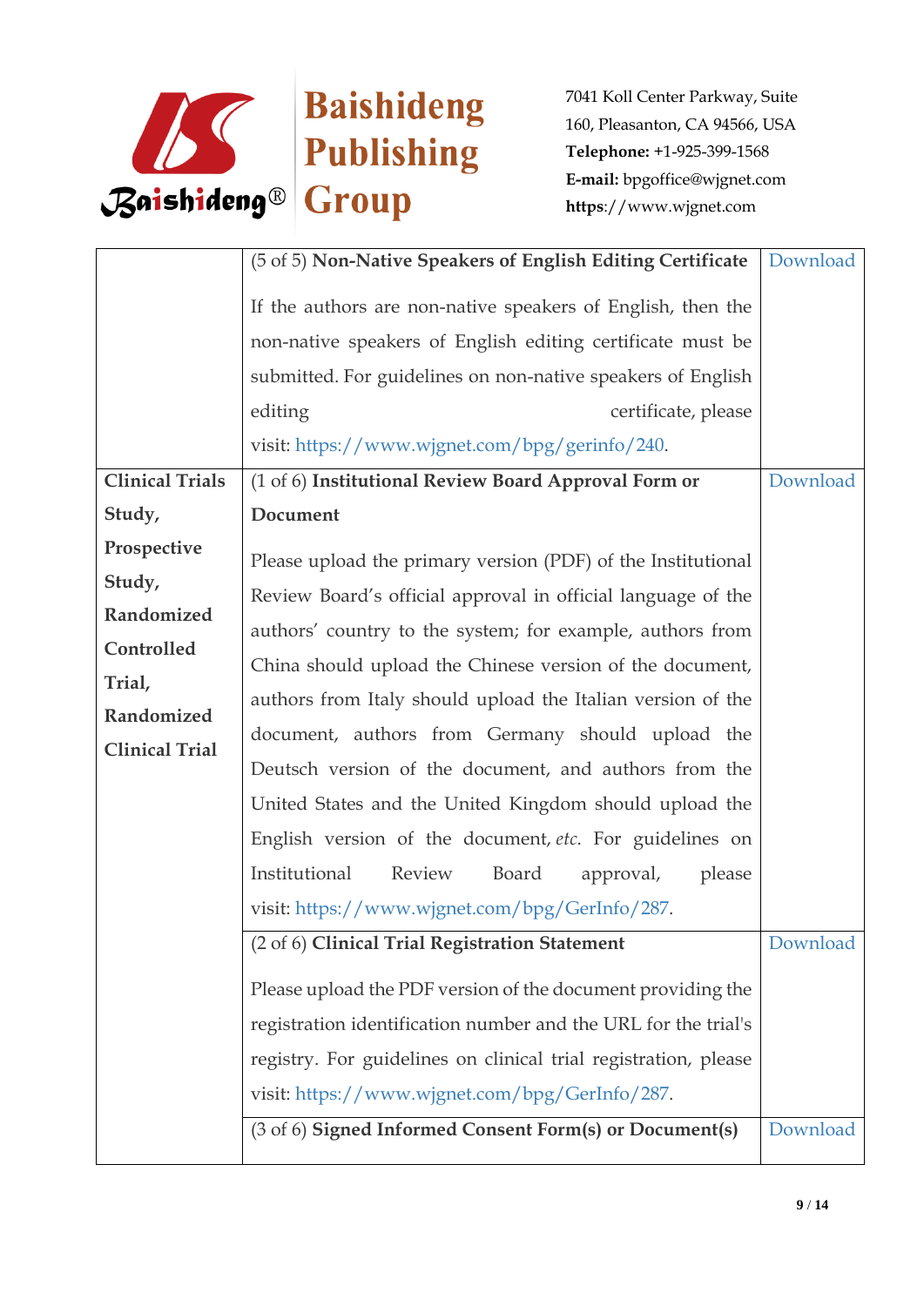| | | |
|---|---|---|
| | (5 of 5) **Non-Native Speakers of English Editing Certificate**<br><br>If the authors are non-native speakers of English, then the non-native speakers of English editing certificate must be submitted. For guidelines on non-native speakers of English editing certificate, please visit: https://www.wjgnet.com/bpg/gerinfo/240. | Download |
| **Clinical Trials Study, Prospective Study, Randomized Controlled Trial, Randomized Clinical Trial** | (1 of 6) **Institutional Review Board Approval Form or Document**<br><br>Please upload the primary version (PDF) of the Institutional Review Board's official approval in official language of the authors' country to the system; for example, authors from China should upload the Chinese version of the document, authors from Italy should upload the Italian version of the document, authors from Germany should upload the Deutsch version of the document, and authors from the United States and the United Kingdom should upload the English version of the document, *etc*. For guidelines on Institutional Review Board approval, please visit: https://www.wjgnet.com/bpg/GerInfo/287. | Download |
| | (2 of 6) **Clinical Trial Registration Statement**<br><br>Please upload the PDF version of the document providing the registration identification number and the URL for the trial's registry. For guidelines on clinical trial registration, please visit: https://www.wjgnet.com/bpg/GerInfo/287. | Download |
| | (3 of 6) **Signed Informed Consent Form(s) or Document(s)** | Download |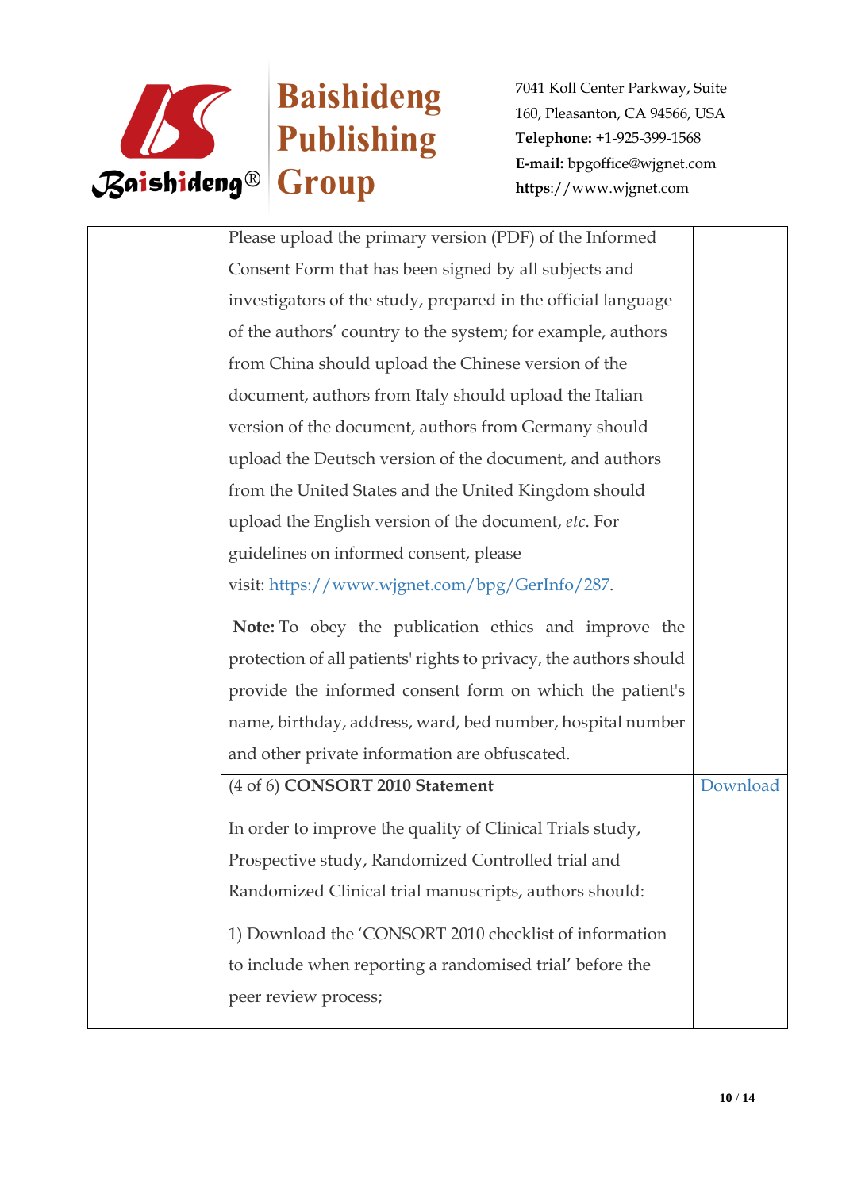| | | |
|---|---|---|
| | Please upload the primary version (PDF) of the Informed Consent Form that has been signed by all subjects and investigators of the study, prepared in the official language of the authors' country to the system; for example, authors from China should upload the Chinese version of the document, authors from Italy should upload the Italian version of the document, authors from Germany should upload the Deutsch version of the document, and authors from the United States and the United Kingdom should upload the English version of the document, *etc.* For guidelines on informed consent, please visit: https://www.wjgnet.com/bpg/GerInfo/287.<br><br>**Note:** To obey the publication ethics and improve the protection of all patients' rights to privacy, the authors should provide the informed consent form on which the patient's name, birthday, address, ward, bed number, hospital number and other private information are obfuscated. | |
| | (4 of 6) **CONSORT 2010 Statement**<br><br>In order to improve the quality of Clinical Trials study, Prospective study, Randomized Controlled trial and Randomized Clinical trial manuscripts, authors should:<br><br>1) Download the 'CONSORT 2010 checklist of information to include when reporting a randomised trial' before the peer review process; | Download |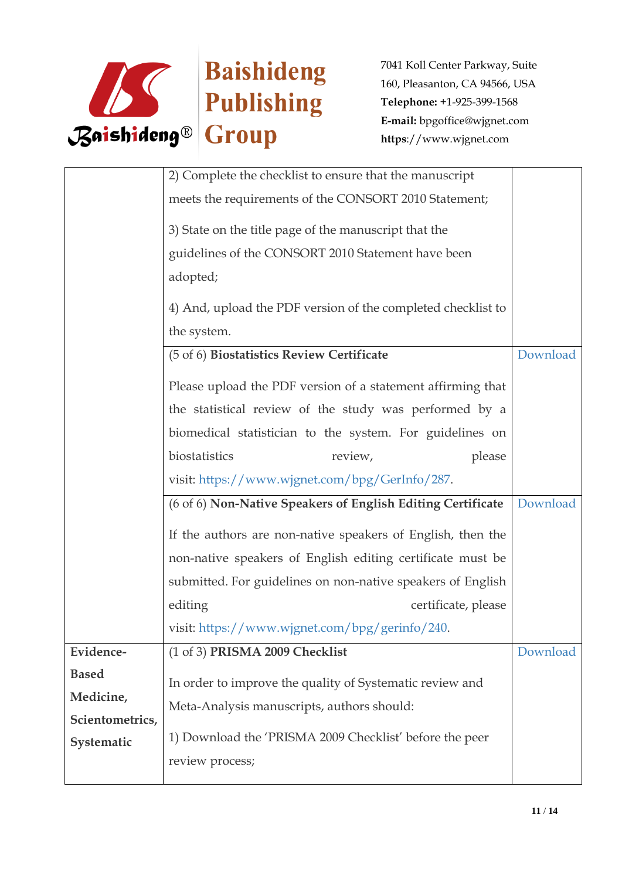| | | |
|---|---|---|
| | 2) Complete the checklist to ensure that the manuscript meets the requirements of the CONSORT 2010 Statement;<br><br>3) State on the title page of the manuscript that the guidelines of the CONSORT 2010 Statement have been adopted;<br><br>4) And, upload the PDF version of the completed checklist to the system. | |
| | (5 of 6) **Biostatistics Review Certificate**<br><br>Please upload the PDF version of a statement affirming that the statistical review of the study was performed by a biomedical statistician to the system. For guidelines on biostatistics review, please visit: https://www.wjgnet.com/bpg/GerInfo/287. | Download |
| | (6 of 6) **Non-Native Speakers of English Editing Certificate**<br><br>If the authors are non-native speakers of English, then the non-native speakers of English editing certificate must be submitted. For guidelines on non-native speakers of English editing certificate, please visit: https://www.wjgnet.com/bpg/gerinfo/240. | Download |
| **Evidence-Based Medicine, Scientometrics, Systematic** | (1 of 3) **PRISMA 2009 Checklist**<br><br>In order to improve the quality of Systematic review and Meta-Analysis manuscripts, authors should:<br><br>1) Download the 'PRISMA 2009 Checklist' before the peer review process; | Download |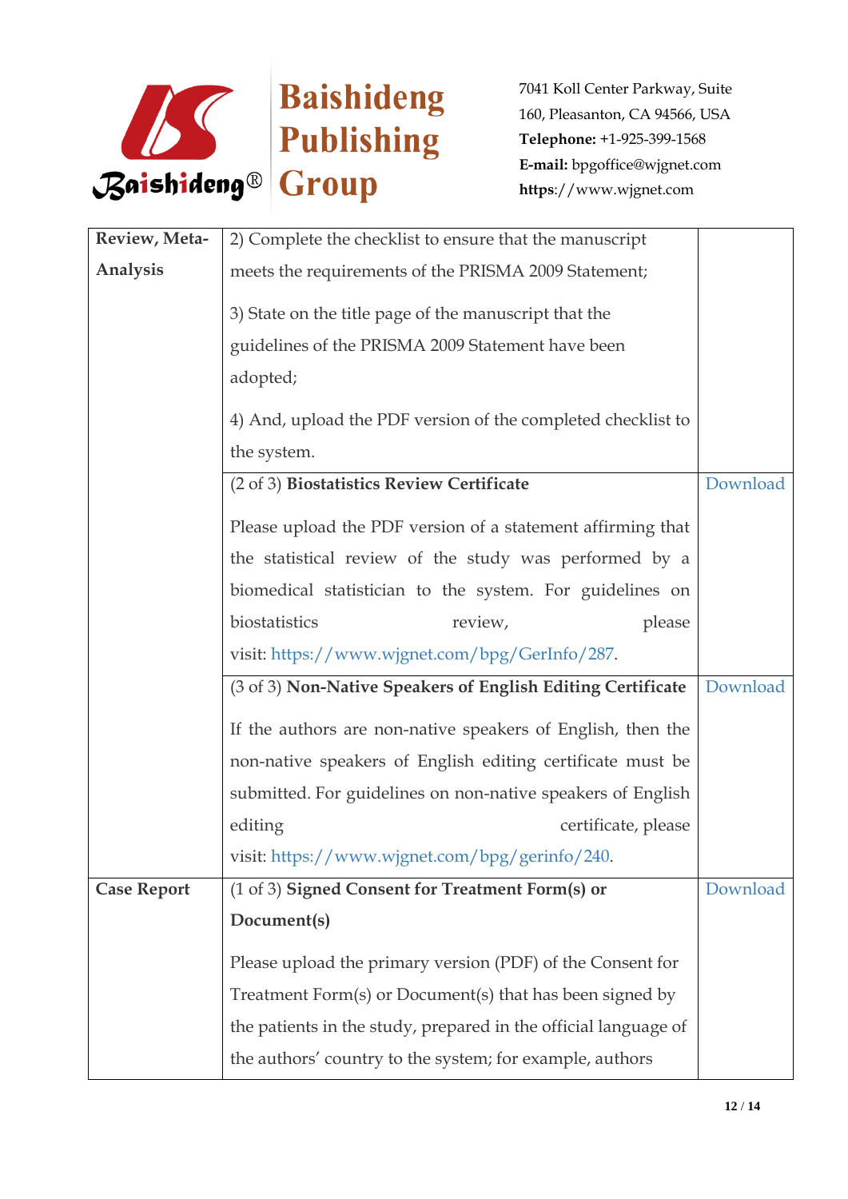| | | |
|---|---|---|
| **Review, Meta-Analysis** | 2) Complete the checklist to ensure that the manuscript meets the requirements of the PRISMA 2009 Statement;<br><br>3) State on the title page of the manuscript that the guidelines of the PRISMA 2009 Statement have been adopted;<br><br>4) And, upload the PDF version of the completed checklist to the system. | |
| | (2 of 3) **Biostatistics Review Certificate**<br><br>Please upload the PDF version of a statement affirming that the statistical review of the study was performed by a biomedical statistician to the system. For guidelines on biostatistics review, please visit: https://www.wjgnet.com/bpg/GerInfo/287. | Download |
| | (3 of 3) **Non-Native Speakers of English Editing Certificate**<br><br>If the authors are non-native speakers of English, then the non-native speakers of English editing certificate must be submitted. For guidelines on non-native speakers of English editing certificate, please visit: https://www.wjgnet.com/bpg/gerinfo/240. | Download |
| **Case Report** | (1 of 3) **Signed Consent for Treatment Form(s) or Document(s)**<br><br>Please upload the primary version (PDF) of the Consent for Treatment Form(s) or Document(s) that has been signed by the patients in the study, prepared in the official language of the authors' country to the system; for example, authors | Download |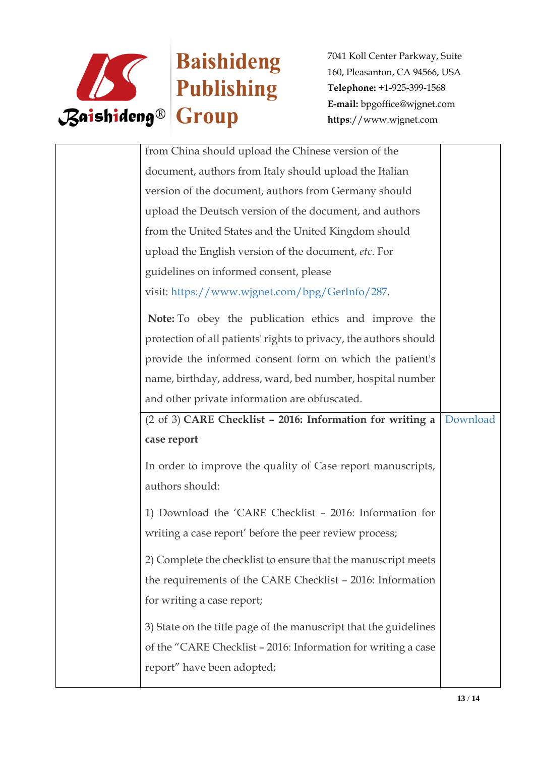| | | |
|---|---|---|
| | from China should upload the Chinese version of the document, authors from Italy should upload the Italian version of the document, authors from Germany should upload the Deutsch version of the document, and authors from the United States and the United Kingdom should upload the English version of the document, *etc*. For guidelines on informed consent, please visit: https://www.wjgnet.com/bpg/GerInfo/287.<br><br>**Note:** To obey the publication ethics and improve the protection of all patients' rights to privacy, the authors should provide the informed consent form on which the patient's name, birthday, address, ward, bed number, hospital number and other private information are obfuscated. | |
| | (2 of 3) **CARE Checklist – 2016: Information for writing a case report**<br><br>In order to improve the quality of Case report manuscripts, authors should:<br><br>1) Download the 'CARE Checklist – 2016: Information for writing a case report' before the peer review process;<br><br>2) Complete the checklist to ensure that the manuscript meets the requirements of the CARE Checklist – 2016: Information for writing a case report;<br><br>3) State on the title page of the manuscript that the guidelines of the "CARE Checklist – 2016: Information for writing a case report" have been adopted; | Download |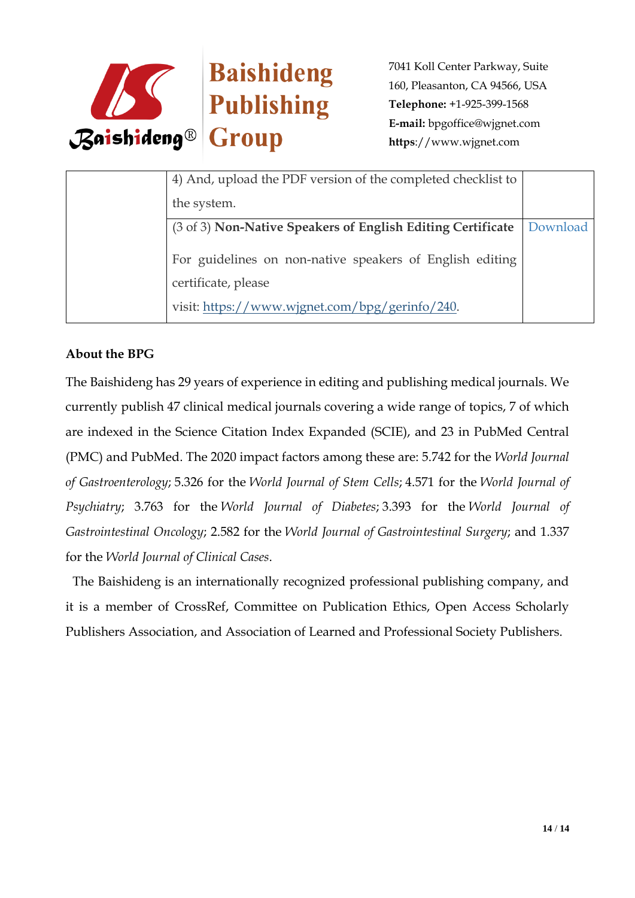| | | |
|---|---|---|
| | 4) And, upload the PDF version of the completed checklist to the system. | |
| | (3 of 3) **Non-Native Speakers of English Editing Certificate**<br><br>For guidelines on non-native speakers of English editing certificate, please visit: https://www.wjgnet.com/bpg/gerinfo/240. | Download |

**About the BPG**

The Baishideng has 29 years of experience in editing and publishing medical journals. We currently publish 47 clinical medical journals covering a wide range of topics, 7 of which are indexed in the Science Citation Index Expanded (SCIE), and 23 in PubMed Central (PMC) and PubMed. The 2020 impact factors among these are: 5.742 for the *World Journal of Gastroenterology*; 5.326 for the *World Journal of Stem Cells*; 4.571 for the *World Journal of Psychiatry*; 3.763 for the *World Journal of Diabetes*; 3.393 for the *World Journal of Gastrointestinal Oncology*; 2.582 for the *World Journal of Gastrointestinal Surgery*; and 1.337 for the *World Journal of Clinical Cases*.

The Baishideng is an internationally recognized professional publishing company, and it is a member of CrossRef, Committee on Publication Ethics, Open Access Scholarly Publishers Association, and Association of Learned and Professional Society Publishers.